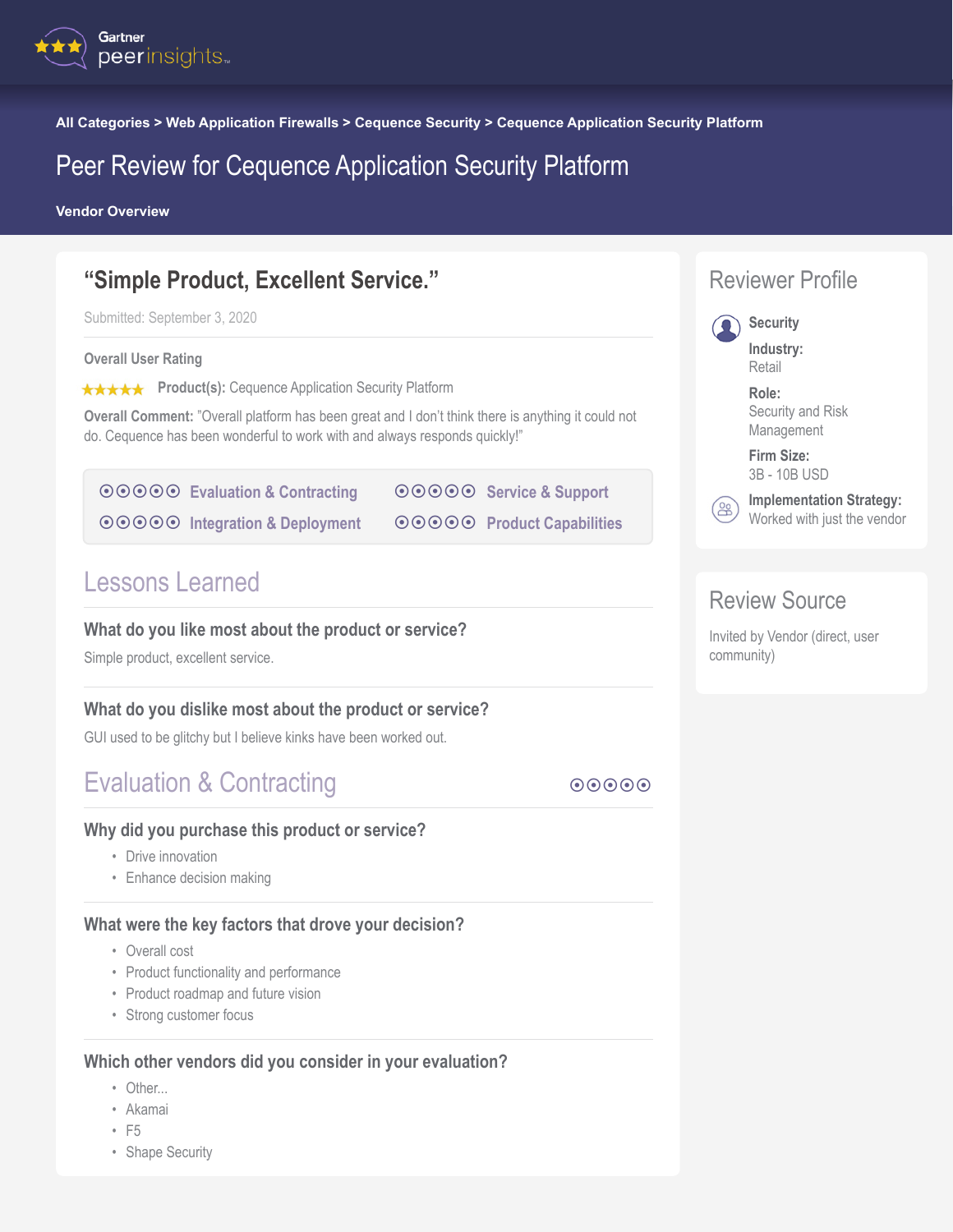Gartner peerinsights

All Categories > Web Application Firewalls > Cequence Security > Cequence Application Security Platform

# Peer Review for Cequence Application Security Platform

Vendor Overview

## "Simple Product, Excellent Service."

Submitted: September 3, 2020

Overall User Rating

★★★★★ **Product(s):** Cequence Application Security Platform

**Overall Comment:** "Overall platform has been great and I don't think there is anything it could not do. Cequence has been wonderful to work with and always responds quickly!"

| | |
|---|---|
| ⦿⦿⦿⦿⦿ Evaluation & Contracting | ⦿⦿⦿⦿⦿ Service & Support |
| ⦿⦿⦿⦿⦿ Integration & Deployment | ⦿⦿⦿⦿⦿ Product Capabilities |

## Lessons Learned

### What do you like most about the product or service?

Simple product, excellent service.

### What do you dislike most about the product or service?

GUI used to be glitchy but I believe kinks have been worked out.

## Evaluation & Contracting ⦿⦿⦿⦿⦿

### Why did you purchase this product or service?

- Drive innovation
- Enhance decision making

### What were the key factors that drove your decision?

- Overall cost
- Product functionality and performance
- Product roadmap and future vision
- Strong customer focus

### Which other vendors did you consider in your evaluation?

- Other...
- Akamai
- F5
- Shape Security

## Reviewer Profile

**Security**

**Industry:**
Retail

**Role:**
Security and Risk Management

**Firm Size:**
3B - 10B USD

**Implementation Strategy:**
Worked with just the vendor

## Review Source

Invited by Vendor (direct, user community)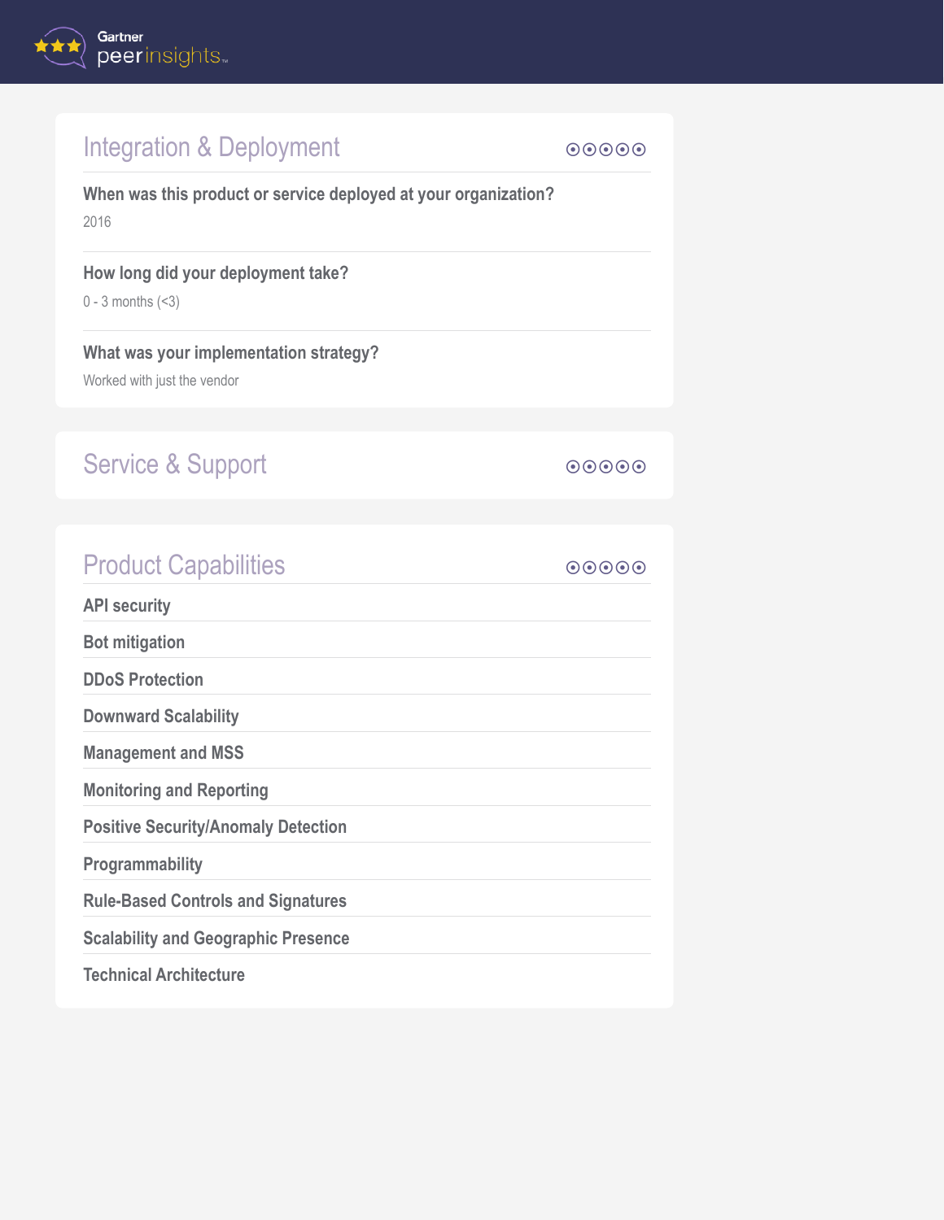## Integration & Deployment

**When was this product or service deployed at your organization?**

2016

**How long did your deployment take?**

0 - 3 months (<3)

**What was your implementation strategy?**

Worked with just the vendor

## Service & Support

## Product Capabilities

**API security**

**Bot mitigation**

**DDoS Protection**

**Downward Scalability**

**Management and MSS**

**Monitoring and Reporting**

**Positive Security/Anomaly Detection**

**Programmability**

**Rule-Based Controls and Signatures**

**Scalability and Geographic Presence**

**Technical Architecture**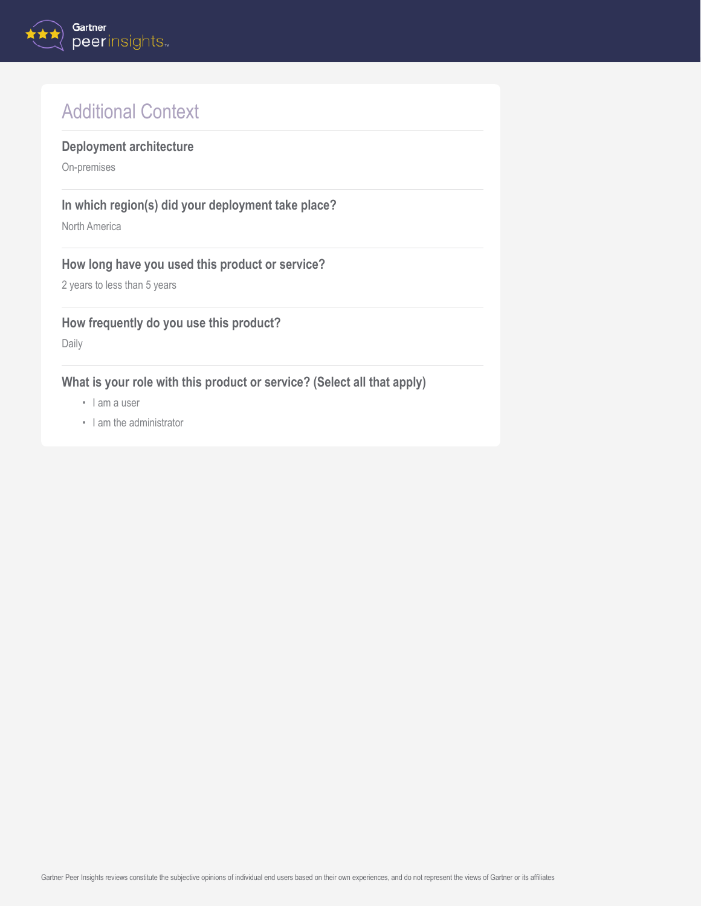## Additional Context

### Deployment architecture

On-premises

### In which region(s) did your deployment take place?

North America

### How long have you used this product or service?

2 years to less than 5 years

### How frequently do you use this product?

Daily

### What is your role with this product or service? (Select all that apply)

- I am a user
- I am the administrator

Gartner Peer Insights reviews constitute the subjective opinions of individual end users based on their own experiences, and do not represent the views of Gartner or its affiliates